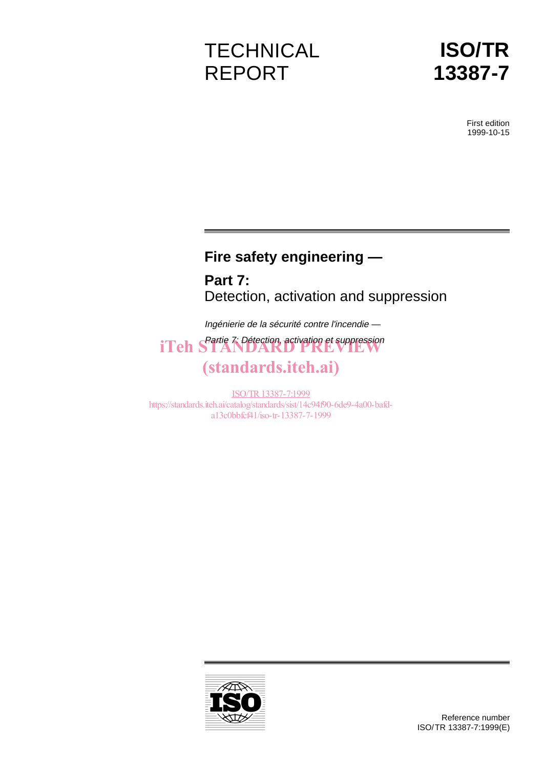TECHNICAL REPORT

# ISO/TR 13387-7

First edition
1999-10-15

# Fire safety engineering —

## Part 7:
Detection, activation and suppression

*Ingénierie de la sécurité contre l'incendie —*

*Partie 7: Détection, activation et suppression*

iTeh STANDARD PREVIEW
(standards.iteh.ai)

ISO/TR 13387-7:1999
https://standards.iteh.ai/catalog/standards/sist/14c94f90-6de9-4a00-bafd-a13c0bbfcf41/iso-tr-13387-7-1999

Reference number
ISO/TR 13387-7:1999(E)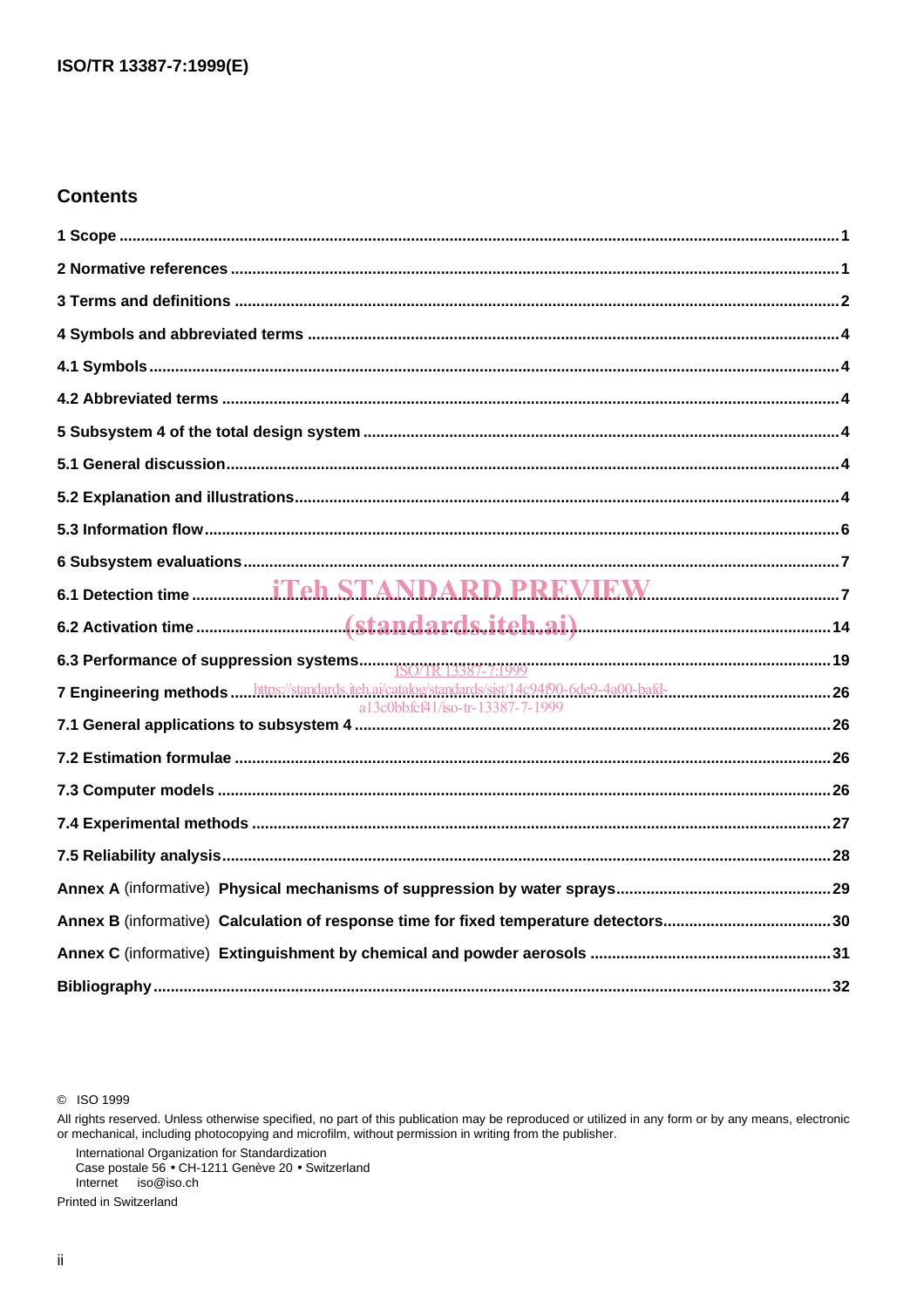## Contents

1 Scope ..... 1

2 Normative references ..... 1

3 Terms and definitions ..... 2

4 Symbols and abbreviated terms ..... 4

4.1 Symbols ..... 4

4.2 Abbreviated terms ..... 4

5 Subsystem 4 of the total design system ..... 4

5.1 General discussion ..... 4

5.2 Explanation and illustrations ..... 4

5.3 Information flow ..... 6

6 Subsystem evaluations ..... 7

6.1 Detection time ..... 7

6.2 Activation time ..... 14

6.3 Performance of suppression systems ..... 19

7 Engineering methods ..... 26

7.1 General applications to subsystem 4 ..... 26

7.2 Estimation formulae ..... 26

7.3 Computer models ..... 26

7.4 Experimental methods ..... 27

7.5 Reliability analysis ..... 28

Annex A (informative) Physical mechanisms of suppression by water sprays ..... 29

Annex B (informative) Calculation of response time for fixed temperature detectors ..... 30

Annex C (informative) Extinguishment by chemical and powder aerosols ..... 31

Bibliography ..... 32

© ISO 1999

All rights reserved. Unless otherwise specified, no part of this publication may be reproduced or utilized in any form or by any means, electronic or mechanical, including photocopying and microfilm, without permission in writing from the publisher.

International Organization for Standardization
Case postale 56 • CH-1211 Genève 20 • Switzerland
Internet iso@iso.ch

Printed in Switzerland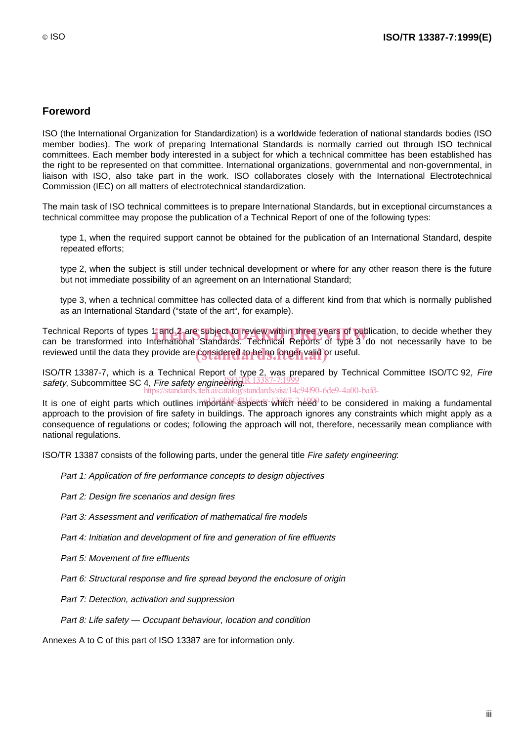## Foreword

ISO (the International Organization for Standardization) is a worldwide federation of national standards bodies (ISO member bodies). The work of preparing International Standards is normally carried out through ISO technical committees. Each member body interested in a subject for which a technical committee has been established has the right to be represented on that committee. International organizations, governmental and non-governmental, in liaison with ISO, also take part in the work. ISO collaborates closely with the International Electrotechnical Commission (IEC) on all matters of electrotechnical standardization.

The main task of ISO technical committees is to prepare International Standards, but in exceptional circumstances a technical committee may propose the publication of a Technical Report of one of the following types:

type 1, when the required support cannot be obtained for the publication of an International Standard, despite repeated efforts;

type 2, when the subject is still under technical development or where for any other reason there is the future but not immediate possibility of an agreement on an International Standard;

type 3, when a technical committee has collected data of a different kind from that which is normally published as an International Standard ("state of the art", for example).

Technical Reports of types 1 and 2 are subject to review within three years of publication, to decide whether they can be transformed into International Standards. Technical Reports of type 3 do not necessarily have to be reviewed until the data they provide are considered to be no longer valid or useful.

ISO/TR 13387-7, which is a Technical Report of type 2, was prepared by Technical Committee ISO/TC 92, *Fire safety*, Subcommittee SC 4, *Fire safety engineering*.

It is one of eight parts which outlines important aspects which need to be considered in making a fundamental approach to the provision of fire safety in buildings. The approach ignores any constraints which might apply as a consequence of regulations or codes; following the approach will not, therefore, necessarily mean compliance with national regulations.

ISO/TR 13387 consists of the following parts, under the general title *Fire safety engineering*:

*Part 1: Application of fire performance concepts to design objectives*

*Part 2: Design fire scenarios and design fires*

*Part 3: Assessment and verification of mathematical fire models*

*Part 4: Initiation and development of fire and generation of fire effluents*

*Part 5: Movement of fire effluents*

*Part 6: Structural response and fire spread beyond the enclosure of origin*

*Part 7: Detection, activation and suppression*

*Part 8: Life safety — Occupant behaviour, location and condition*

Annexes A to C of this part of ISO 13387 are for information only.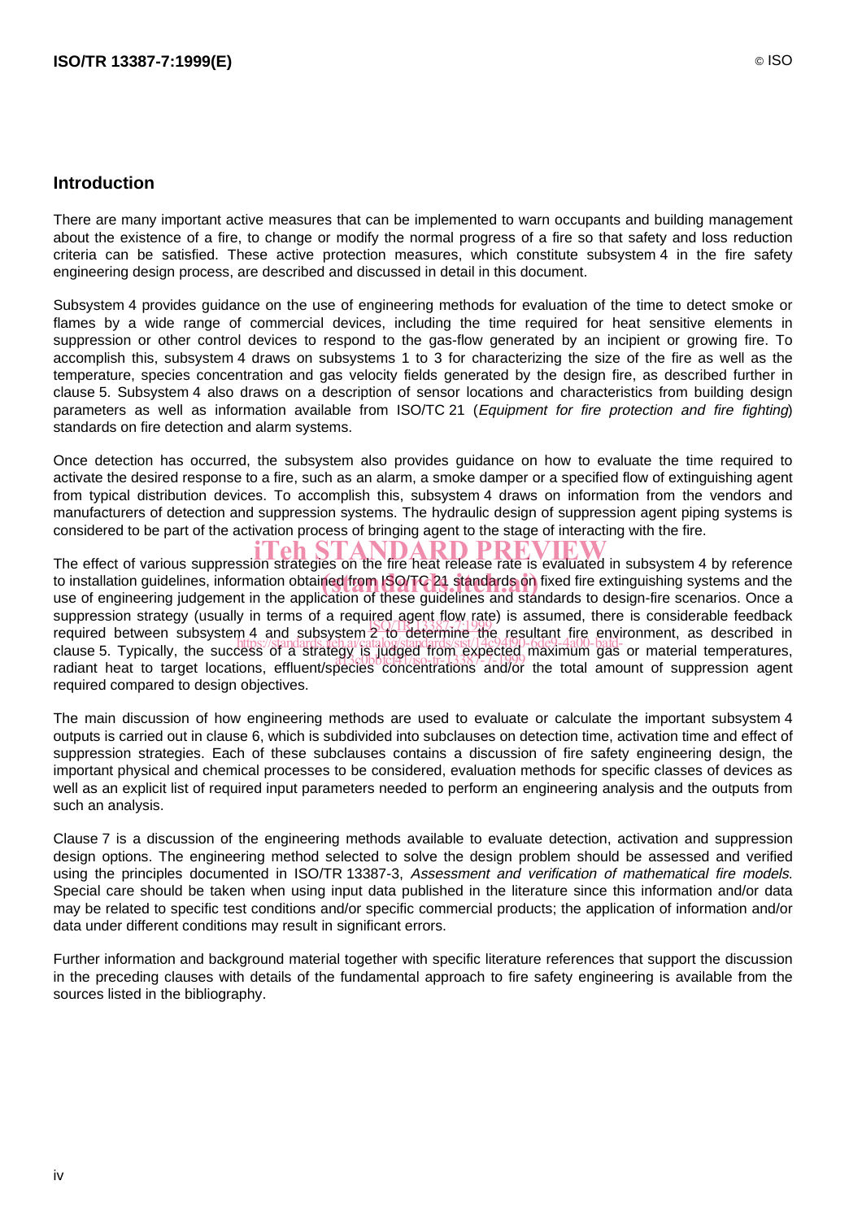## Introduction

There are many important active measures that can be implemented to warn occupants and building management about the existence of a fire, to change or modify the normal progress of a fire so that safety and loss reduction criteria can be satisfied. These active protection measures, which constitute subsystem 4 in the fire safety engineering design process, are described and discussed in detail in this document.

Subsystem 4 provides guidance on the use of engineering methods for evaluation of the time to detect smoke or flames by a wide range of commercial devices, including the time required for heat sensitive elements in suppression or other control devices to respond to the gas-flow generated by an incipient or growing fire. To accomplish this, subsystem 4 draws on subsystems 1 to 3 for characterizing the size of the fire as well as the temperature, species concentration and gas velocity fields generated by the design fire, as described further in clause 5. Subsystem 4 also draws on a description of sensor locations and characteristics from building design parameters as well as information available from ISO/TC 21 (*Equipment for fire protection and fire fighting*) standards on fire detection and alarm systems.

Once detection has occurred, the subsystem also provides guidance on how to evaluate the time required to activate the desired response to a fire, such as an alarm, a smoke damper or a specified flow of extinguishing agent from typical distribution devices. To accomplish this, subsystem 4 draws on information from the vendors and manufacturers of detection and suppression systems. The hydraulic design of suppression agent piping systems is considered to be part of the activation process of bringing agent to the stage of interacting with the fire.

The effect of various suppression strategies on the fire heat release rate is evaluated in subsystem 4 by reference to installation guidelines, information obtained from ISO/TC 21 standards on fixed fire extinguishing systems and the use of engineering judgement in the application of these guidelines and standards to design-fire scenarios. Once a suppression strategy (usually in terms of a required agent flow rate) is assumed, there is considerable feedback required between subsystem 4 and subsystem 2 to determine the resultant fire environment, as described in clause 5. Typically, the success of a strategy is judged from expected maximum gas or material temperatures, radiant heat to target locations, effluent/species concentrations and/or the total amount of suppression agent required compared to design objectives.

The main discussion of how engineering methods are used to evaluate or calculate the important subsystem 4 outputs is carried out in clause 6, which is subdivided into subclauses on detection time, activation time and effect of suppression strategies. Each of these subclauses contains a discussion of fire safety engineering design, the important physical and chemical processes to be considered, evaluation methods for specific classes of devices as well as an explicit list of required input parameters needed to perform an engineering analysis and the outputs from such an analysis.

Clause 7 is a discussion of the engineering methods available to evaluate detection, activation and suppression design options. The engineering method selected to solve the design problem should be assessed and verified using the principles documented in ISO/TR 13387-3, *Assessment and verification of mathematical fire models*. Special care should be taken when using input data published in the literature since this information and/or data may be related to specific test conditions and/or specific commercial products; the application of information and/or data under different conditions may result in significant errors.

Further information and background material together with specific literature references that support the discussion in the preceding clauses with details of the fundamental approach to fire safety engineering is available from the sources listed in the bibliography.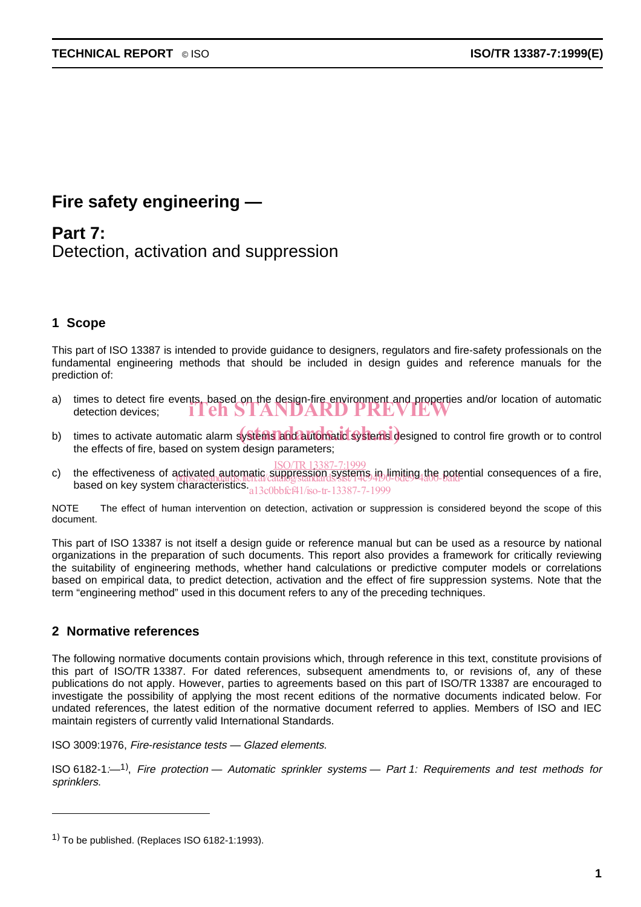# Fire safety engineering —

## Part 7:
## Detection, activation and suppression

## 1 Scope

This part of ISO 13387 is intended to provide guidance to designers, regulators and fire-safety professionals on the fundamental engineering methods that should be included in design guides and reference manuals for the prediction of:

a) times to detect fire events, based on the design-fire environment and properties and/or location of automatic detection devices;

b) times to activate automatic alarm systems and automatic systems designed to control fire growth or to control the effects of fire, based on system design parameters;

c) the effectiveness of activated automatic suppression systems in limiting the potential consequences of a fire, based on key system characteristics.

NOTE The effect of human intervention on detection, activation or suppression is considered beyond the scope of this document.

This part of ISO 13387 is not itself a design guide or reference manual but can be used as a resource by national organizations in the preparation of such documents. This report also provides a framework for critically reviewing the suitability of engineering methods, whether hand calculations or predictive computer models or correlations based on empirical data, to predict detection, activation and the effect of fire suppression systems. Note that the term "engineering method" used in this document refers to any of the preceding techniques.

## 2 Normative references

The following normative documents contain provisions which, through reference in this text, constitute provisions of this part of ISO/TR 13387. For dated references, subsequent amendments to, or revisions of, any of these publications do not apply. However, parties to agreements based on this part of ISO/TR 13387 are encouraged to investigate the possibility of applying the most recent editions of the normative documents indicated below. For undated references, the latest edition of the normative document referred to applies. Members of ISO and IEC maintain registers of currently valid International Standards.

ISO 3009:1976, *Fire-resistance tests — Glazed elements.*

ISO 6182-1:—[1], *Fire protection — Automatic sprinkler systems — Part 1: Requirements and test methods for sprinklers.*

---

[1] To be published. (Replaces ISO 6182-1:1993).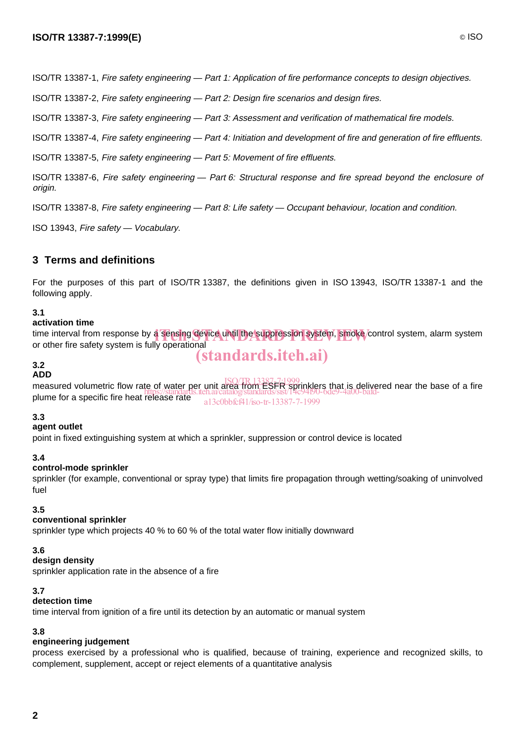ISO/TR 13387-1, *Fire safety engineering — Part 1: Application of fire performance concepts to design objectives.*

ISO/TR 13387-2, *Fire safety engineering — Part 2: Design fire scenarios and design fires.*

ISO/TR 13387-3, *Fire safety engineering — Part 3: Assessment and verification of mathematical fire models.*

ISO/TR 13387-4, *Fire safety engineering — Part 4: Initiation and development of fire and generation of fire effluents.*

ISO/TR 13387-5, *Fire safety engineering — Part 5: Movement of fire effluents.*

ISO/TR 13387-6, *Fire safety engineering — Part 6: Structural response and fire spread beyond the enclosure of origin.*

ISO/TR 13387-8, *Fire safety engineering — Part 8: Life safety — Occupant behaviour, location and condition.*

ISO 13943, *Fire safety — Vocabulary.*

## 3 Terms and definitions

For the purposes of this part of ISO/TR 13387, the definitions given in ISO 13943, ISO/TR 13387-1 and the following apply.

**3.1**
**activation time**
time interval from response by a sensing device until the suppression system, smoke control system, alarm system or other fire safety system is fully operational

**3.2**
**ADD**
measured volumetric flow rate of water per unit area from ESFR sprinklers that is delivered near the base of a fire plume for a specific fire heat release rate

**3.3**
**agent outlet**
point in fixed extinguishing system at which a sprinkler, suppression or control device is located

**3.4**
**control-mode sprinkler**
sprinkler (for example, conventional or spray type) that limits fire propagation through wetting/soaking of uninvolved fuel

**3.5**
**conventional sprinkler**
sprinkler type which projects 40 % to 60 % of the total water flow initially downward

**3.6**
**design density**
sprinkler application rate in the absence of a fire

**3.7**
**detection time**
time interval from ignition of a fire until its detection by an automatic or manual system

**3.8**
**engineering judgement**
process exercised by a professional who is qualified, because of training, experience and recognized skills, to complement, supplement, accept or reject elements of a quantitative analysis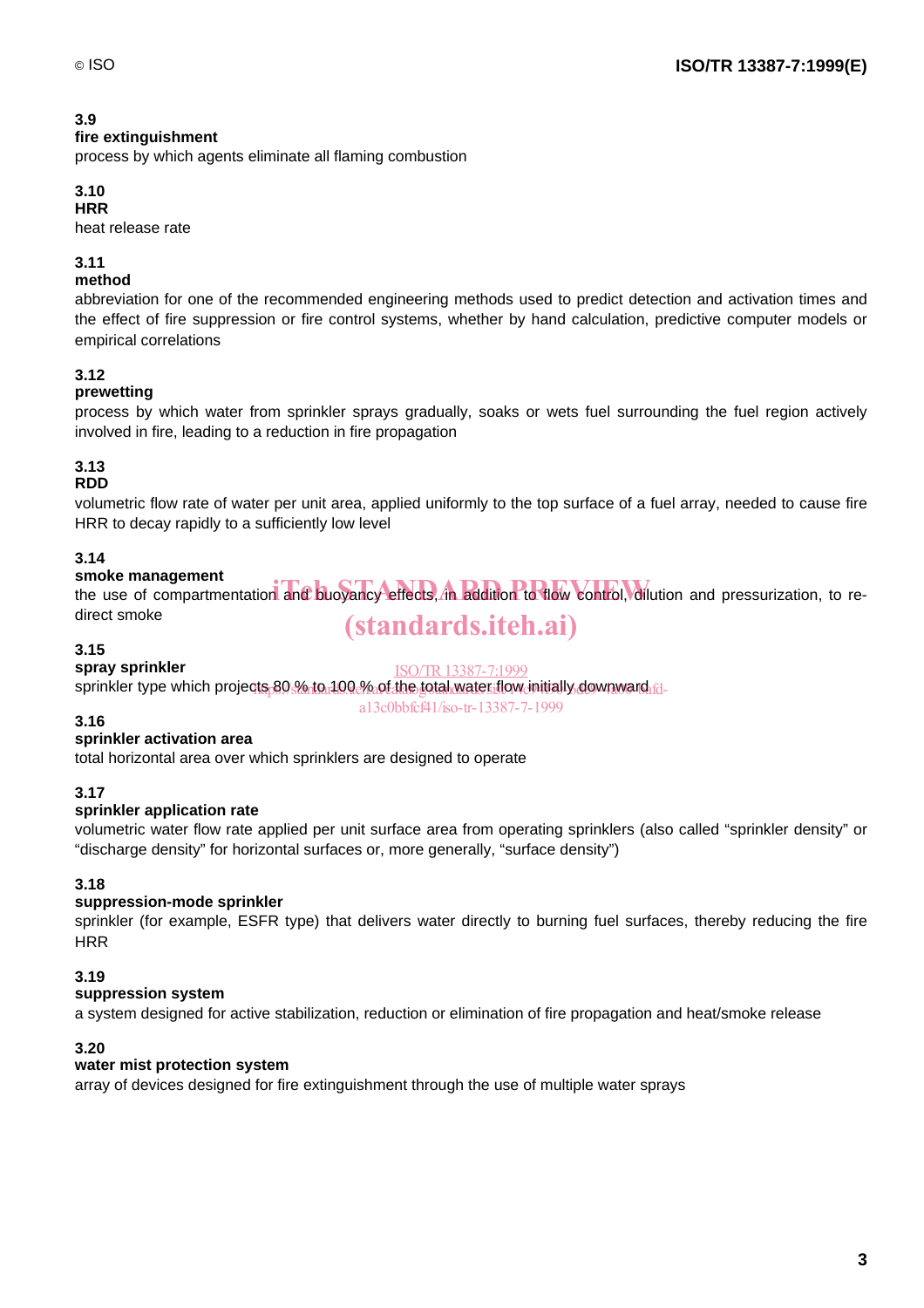**3.9**
**fire extinguishment**
process by which agents eliminate all flaming combustion

**3.10**
**HRR**
heat release rate

**3.11**
**method**
abbreviation for one of the recommended engineering methods used to predict detection and activation times and the effect of fire suppression or fire control systems, whether by hand calculation, predictive computer models or empirical correlations

**3.12**
**prewetting**
process by which water from sprinkler sprays gradually, soaks or wets fuel surrounding the fuel region actively involved in fire, leading to a reduction in fire propagation

**3.13**
**RDD**
volumetric flow rate of water per unit area, applied uniformly to the top surface of a fuel array, needed to cause fire HRR to decay rapidly to a sufficiently low level

**3.14**
**smoke management**
the use of compartmentation and buoyancy effects, in addition to flow control, dilution and pressurization, to re-direct smoke

**3.15**
**spray sprinkler**
sprinkler type which projects 80 % to 100 % of the total water flow initially downward

**3.16**
**sprinkler activation area**
total horizontal area over which sprinklers are designed to operate

**3.17**
**sprinkler application rate**
volumetric water flow rate applied per unit surface area from operating sprinklers (also called “sprinkler density” or “discharge density” for horizontal surfaces or, more generally, “surface density”)

**3.18**
**suppression-mode sprinkler**
sprinkler (for example, ESFR type) that delivers water directly to burning fuel surfaces, thereby reducing the fire HRR

**3.19**
**suppression system**
a system designed for active stabilization, reduction or elimination of fire propagation and heat/smoke release

**3.20**
**water mist protection system**
array of devices designed for fire extinguishment through the use of multiple water sprays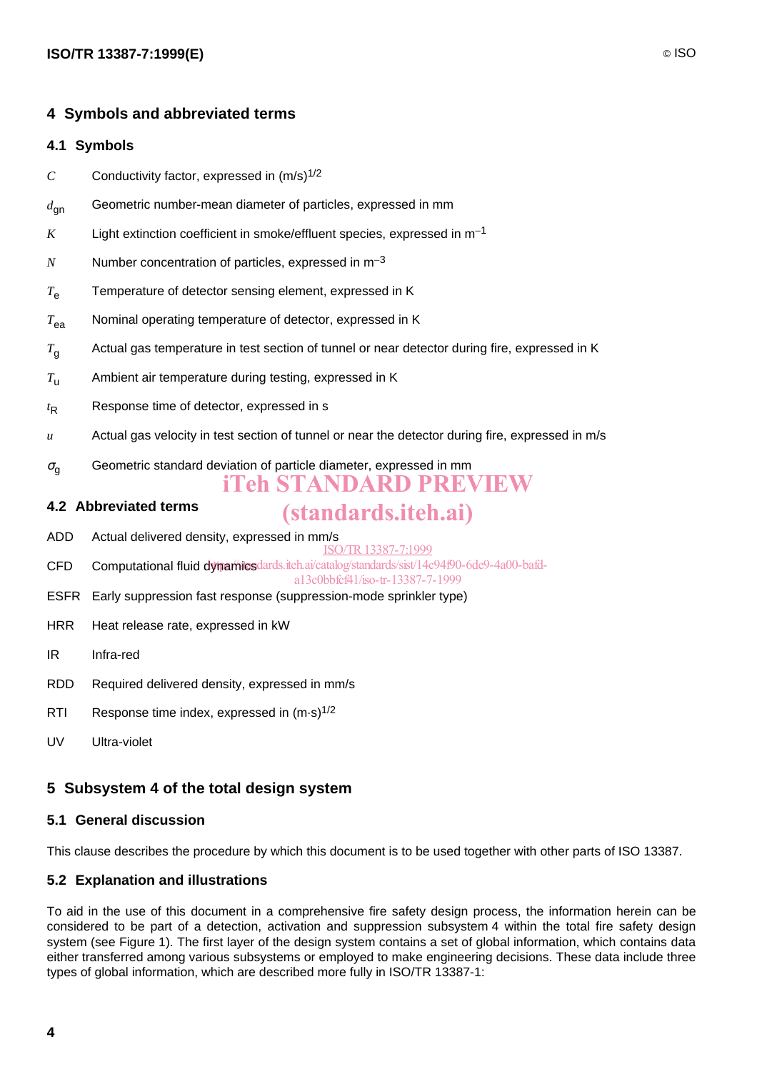## 4 Symbols and abbreviated terms

### 4.1 Symbols

$C$ Conductivity factor, expressed in $(m/s)^{1/2}$

$d_{gn}$ Geometric number-mean diameter of particles, expressed in mm

$K$ Light extinction coefficient in smoke/effluent species, expressed in $m^{-1}$

$N$ Number concentration of particles, expressed in $m^{-3}$

$T_e$ Temperature of detector sensing element, expressed in K

$T_{ea}$ Nominal operating temperature of detector, expressed in K

$T_g$ Actual gas temperature in test section of tunnel or near detector during fire, expressed in K

$T_u$ Ambient air temperature during testing, expressed in K

$t_R$ Response time of detector, expressed in s

$u$ Actual gas velocity in test section of tunnel or near the detector during fire, expressed in m/s

$\sigma_g$ Geometric standard deviation of particle diameter, expressed in mm

### 4.2 Abbreviated terms

ADD Actual delivered density, expressed in mm/s

CFD Computational fluid dynamics

ESFR Early suppression fast response (suppression-mode sprinkler type)

HRR Heat release rate, expressed in kW

IR Infra-red

RDD Required delivered density, expressed in mm/s

RTI Response time index, expressed in $(m\cdot s)^{1/2}$

UV Ultra-violet

## 5 Subsystem 4 of the total design system

### 5.1 General discussion

This clause describes the procedure by which this document is to be used together with other parts of ISO 13387.

### 5.2 Explanation and illustrations

To aid in the use of this document in a comprehensive fire safety design process, the information herein can be considered to be part of a detection, activation and suppression subsystem 4 within the total fire safety design system (see Figure 1). The first layer of the design system contains a set of global information, which contains data either transferred among various subsystems or employed to make engineering decisions. These data include three types of global information, which are described more fully in ISO/TR 13387-1: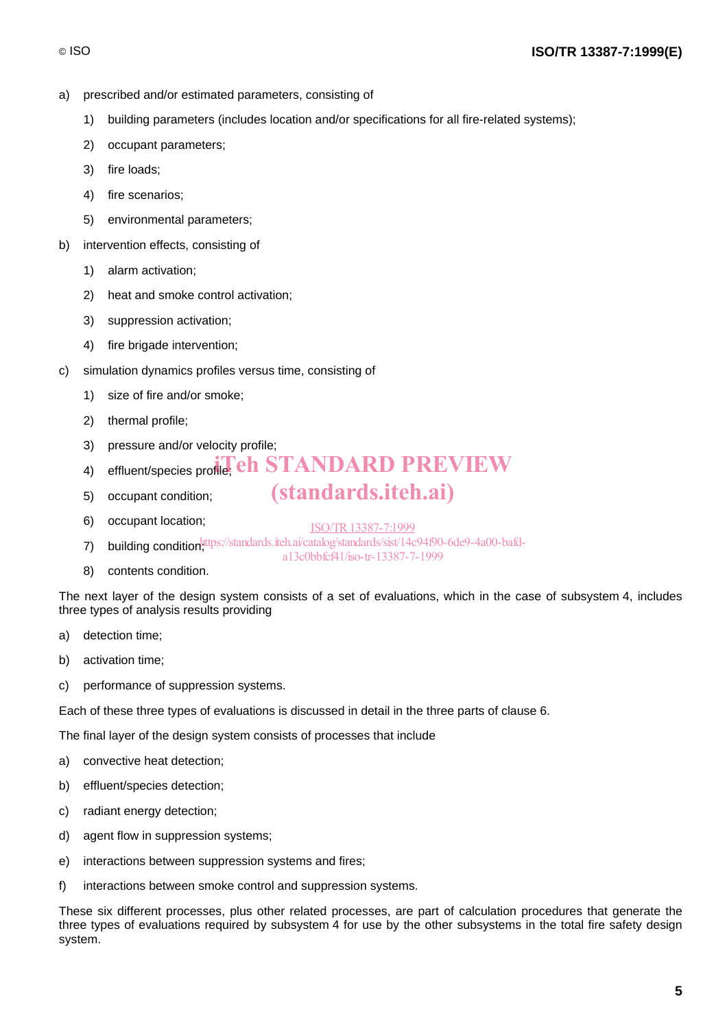a) prescribed and/or estimated parameters, consisting of

   1) building parameters (includes location and/or specifications for all fire-related systems);

   2) occupant parameters;

   3) fire loads;

   4) fire scenarios;

   5) environmental parameters;

b) intervention effects, consisting of

   1) alarm activation;

   2) heat and smoke control activation;

   3) suppression activation;

   4) fire brigade intervention;

c) simulation dynamics profiles versus time, consisting of

   1) size of fire and/or smoke;

   2) thermal profile;

   3) pressure and/or velocity profile;

   4) effluent/species profile;

   5) occupant condition;

   6) occupant location;

   7) building condition;

   8) contents condition.

The next layer of the design system consists of a set of evaluations, which in the case of subsystem 4, includes three types of analysis results providing

a) detection time;

b) activation time;

c) performance of suppression systems.

Each of these three types of evaluations is discussed in detail in the three parts of clause 6.

The final layer of the design system consists of processes that include

a) convective heat detection;

b) effluent/species detection;

c) radiant energy detection;

d) agent flow in suppression systems;

e) interactions between suppression systems and fires;

f) interactions between smoke control and suppression systems.

These six different processes, plus other related processes, are part of calculation procedures that generate the three types of evaluations required by subsystem 4 for use by the other subsystems in the total fire safety design system.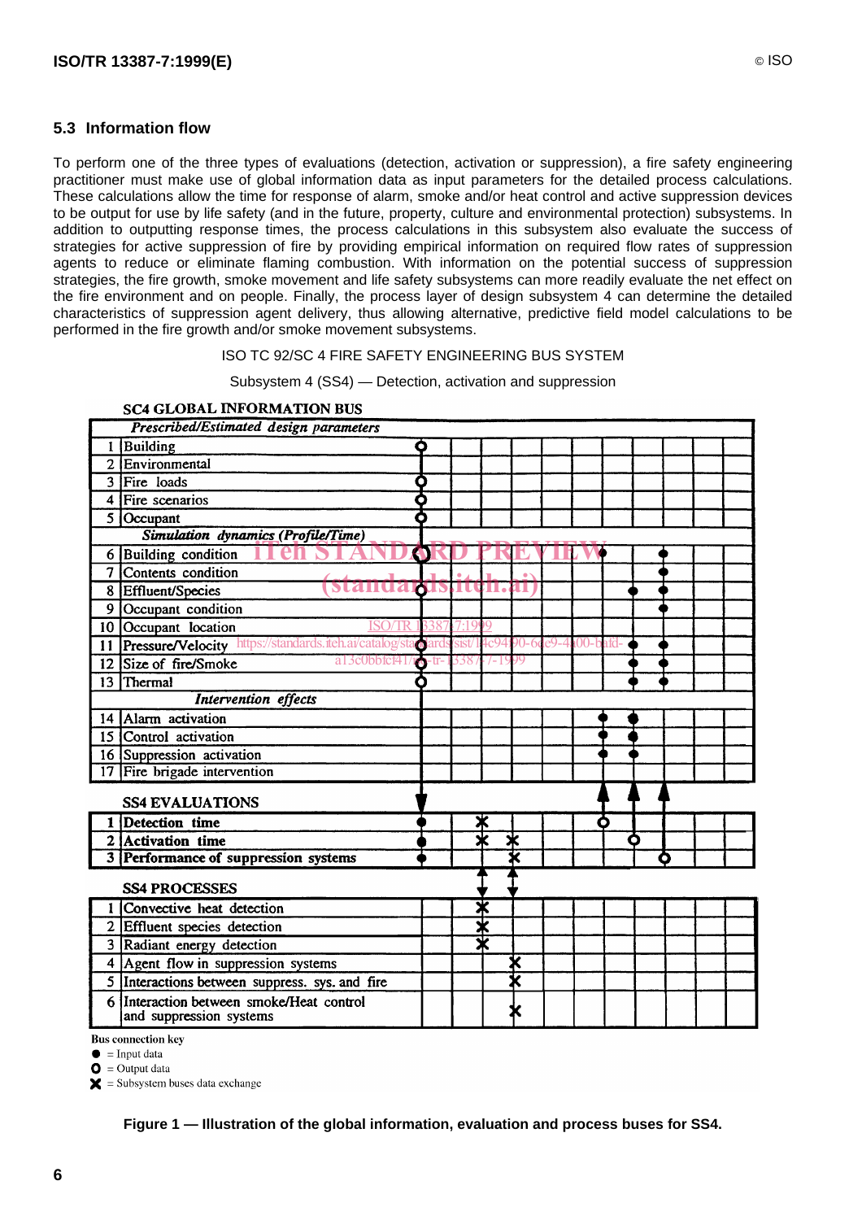## 5.3 Information flow

To perform one of the three types of evaluations (detection, activation or suppression), a fire safety engineering practitioner must make use of global information data as input parameters for the detailed process calculations. These calculations allow the time for response of alarm, smoke and/or heat control and active suppression devices to be output for use by life safety (and in the future, property, culture and environmental protection) subsystems. In addition to outputting response times, the process calculations in this subsystem also evaluate the success of strategies for active suppression of fire by providing empirical information on required flow rates of suppression agents to reduce or eliminate flaming combustion. With information on the potential success of suppression strategies, the fire growth, smoke movement and life safety subsystems can more readily evaluate the net effect on the fire environment and on people. Finally, the process layer of design subsystem 4 can determine the detailed characteristics of suppression agent delivery, thus allowing alternative, predictive field model calculations to be performed in the fire growth and/or smoke movement subsystems.

ISO TC 92/SC 4 FIRE SAFETY ENGINEERING BUS SYSTEM

Subsystem 4 (SS4) — Detection, activation and suppression

**SC4 GLOBAL INFORMATION BUS**

| | *Prescribed/Estimated design parameters* |
|---|---|
| 1 | Building |
| 2 | Environmental |
| 3 | Fire loads |
| 4 | Fire scenarios |
| 5 | Occupant |
| | *Simulation dynamics (Profile/Time)* |
| 6 | Building condition |
| 7 | Contents condition |
| 8 | Effluent/Species |
| 9 | Occupant condition |
| 10 | Occupant location |
| 11 | Pressure/Velocity |
| 12 | Size of fire/Smoke |
| 13 | Thermal |
| | *Intervention effects* |
| 14 | Alarm activation |
| 15 | Control activation |
| 16 | Suppression activation |
| 17 | Fire brigade intervention |

**SS4 EVALUATIONS**

| | |
|---|---|
| 1 | **Detection time** |
| 2 | **Activation time** |
| 3 | **Performance of suppression systems** |

**SS4 PROCESSES**

| | |
|---|---|
| 1 | Convective heat detection |
| 2 | Effluent species detection |
| 3 | Radiant energy detection |
| 4 | Agent flow in suppression systems |
| 5 | Interactions between suppress. sys. and fire |
| 6 | Interaction between smoke/Heat control and suppression systems |

Bus connection key

● = Input data

○ = Output data

✖ = Subsystem buses data exchange

**Figure 1 — Illustration of the global information, evaluation and process buses for SS4.**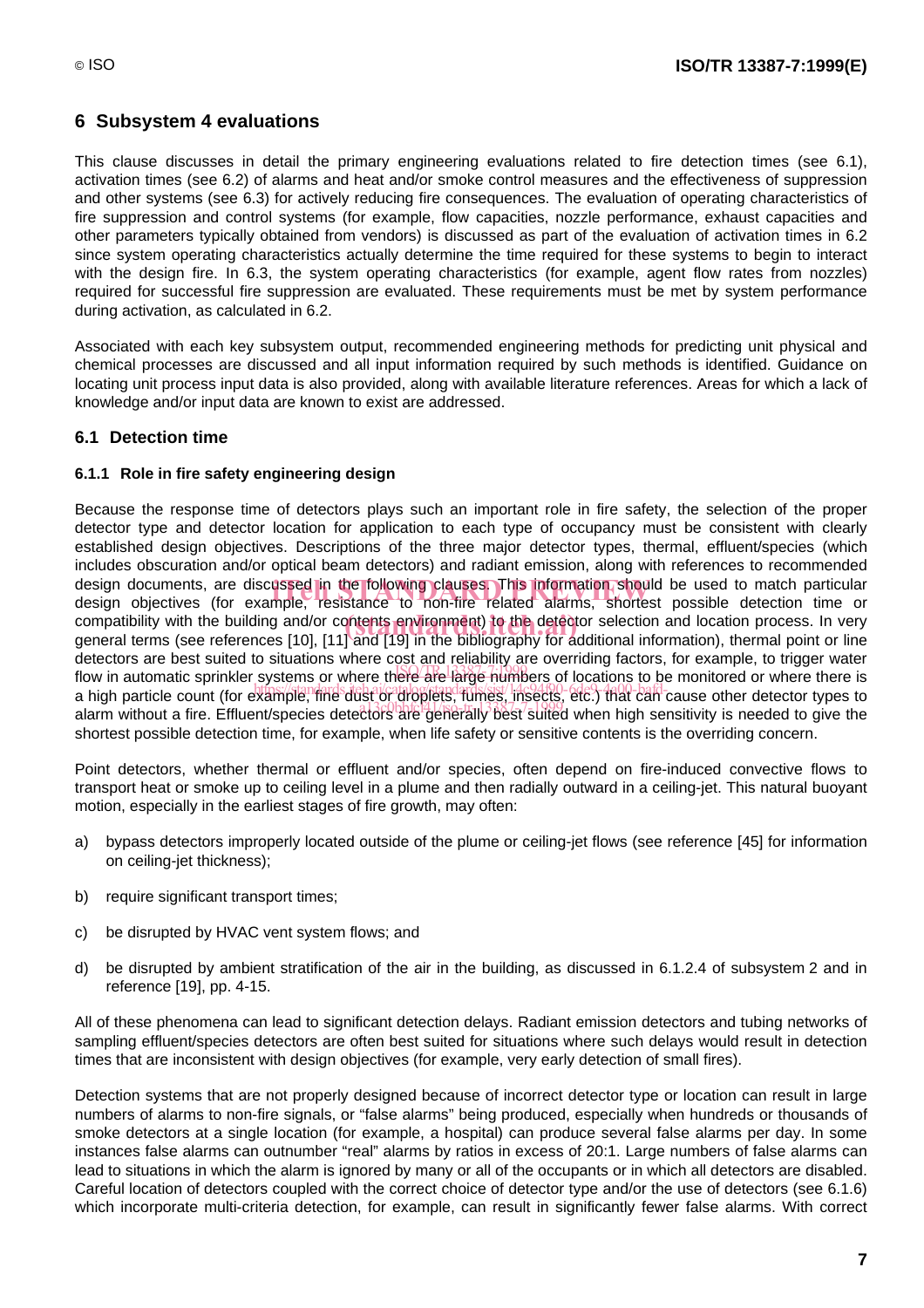## 6 Subsystem 4 evaluations

This clause discusses in detail the primary engineering evaluations related to fire detection times (see 6.1), activation times (see 6.2) of alarms and heat and/or smoke control measures and the effectiveness of suppression and other systems (see 6.3) for actively reducing fire consequences. The evaluation of operating characteristics of fire suppression and control systems (for example, flow capacities, nozzle performance, exhaust capacities and other parameters typically obtained from vendors) is discussed as part of the evaluation of activation times in 6.2 since system operating characteristics actually determine the time required for these systems to begin to interact with the design fire. In 6.3, the system operating characteristics (for example, agent flow rates from nozzles) required for successful fire suppression are evaluated. These requirements must be met by system performance during activation, as calculated in 6.2.

Associated with each key subsystem output, recommended engineering methods for predicting unit physical and chemical processes are discussed and all input information required by such methods is identified. Guidance on locating unit process input data is also provided, along with available literature references. Areas for which a lack of knowledge and/or input data are known to exist are addressed.

### 6.1 Detection time

#### 6.1.1 Role in fire safety engineering design

Because the response time of detectors plays such an important role in fire safety, the selection of the proper detector type and detector location for application to each type of occupancy must be consistent with clearly established design objectives. Descriptions of the three major detector types, thermal, effluent/species (which includes obscuration and/or optical beam detectors) and radiant emission, along with references to recommended design documents, are discussed in the following clauses. This information should be used to match particular design objectives (for example, resistance to non-fire related alarms, shortest possible detection time or compatibility with the building and/or contents environment) to the detector selection and location process. In very general terms (see references [10], [11] and [19] in the bibliography for additional information), thermal point or line detectors are best suited to situations where cost and reliability are overriding factors, for example, to trigger water flow in automatic sprinkler systems or where there are large numbers of locations to be monitored or where there is a high particle count (for example, fine dust or droplets, fumes, insects, etc.) that can cause other detector types to alarm without a fire. Effluent/species detectors are generally best suited when high sensitivity is needed to give the shortest possible detection time, for example, when life safety or sensitive contents is the overriding concern.

Point detectors, whether thermal or effluent and/or species, often depend on fire-induced convective flows to transport heat or smoke up to ceiling level in a plume and then radially outward in a ceiling-jet. This natural buoyant motion, especially in the earliest stages of fire growth, may often:

a) bypass detectors improperly located outside of the plume or ceiling-jet flows (see reference [45] for information on ceiling-jet thickness);

b) require significant transport times;

c) be disrupted by HVAC vent system flows; and

d) be disrupted by ambient stratification of the air in the building, as discussed in 6.1.2.4 of subsystem 2 and in reference [19], pp. 4-15.

All of these phenomena can lead to significant detection delays. Radiant emission detectors and tubing networks of sampling effluent/species detectors are often best suited for situations where such delays would result in detection times that are inconsistent with design objectives (for example, very early detection of small fires).

Detection systems that are not properly designed because of incorrect detector type or location can result in large numbers of alarms to non-fire signals, or "false alarms" being produced, especially when hundreds or thousands of smoke detectors at a single location (for example, a hospital) can produce several false alarms per day. In some instances false alarms can outnumber "real" alarms by ratios in excess of 20:1. Large numbers of false alarms can lead to situations in which the alarm is ignored by many or all of the occupants or in which all detectors are disabled. Careful location of detectors coupled with the correct choice of detector type and/or the use of detectors (see 6.1.6) which incorporate multi-criteria detection, for example, can result in significantly fewer false alarms. With correct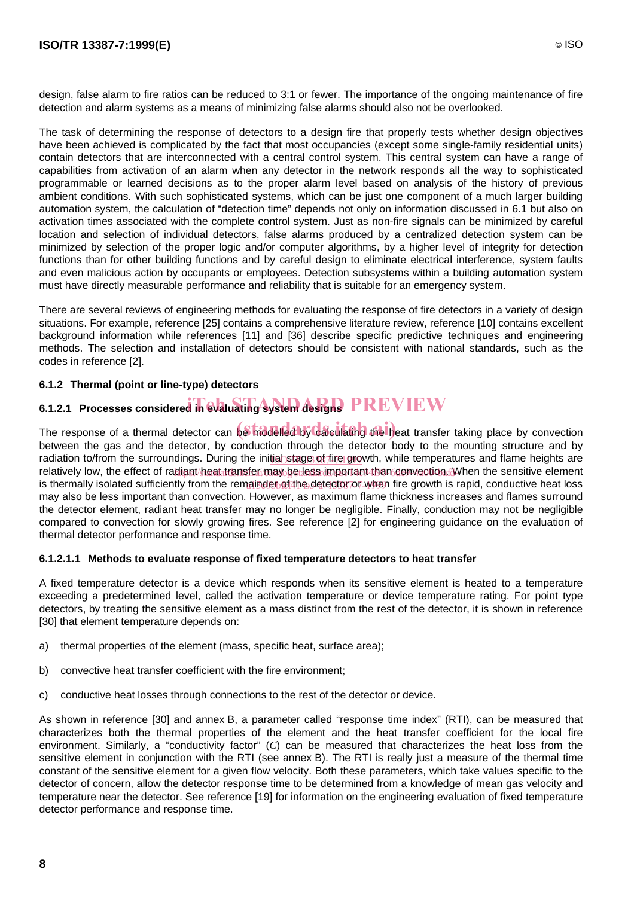design, false alarm to fire ratios can be reduced to 3:1 or fewer. The importance of the ongoing maintenance of fire detection and alarm systems as a means of minimizing false alarms should also not be overlooked.

The task of determining the response of detectors to a design fire that properly tests whether design objectives have been achieved is complicated by the fact that most occupancies (except some single-family residential units) contain detectors that are interconnected with a central control system. This central system can have a range of capabilities from activation of an alarm when any detector in the network responds all the way to sophisticated programmable or learned decisions as to the proper alarm level based on analysis of the history of previous ambient conditions. With such sophisticated systems, which can be just one component of a much larger building automation system, the calculation of "detection time" depends not only on information discussed in 6.1 but also on activation times associated with the complete control system. Just as non-fire signals can be minimized by careful location and selection of individual detectors, false alarms produced by a centralized detection system can be minimized by selection of the proper logic and/or computer algorithms, by a higher level of integrity for detection functions than for other building functions and by careful design to eliminate electrical interference, system faults and even malicious action by occupants or employees. Detection subsystems within a building automation system must have directly measurable performance and reliability that is suitable for an emergency system.

There are several reviews of engineering methods for evaluating the response of fire detectors in a variety of design situations. For example, reference [25] contains a comprehensive literature review, reference [10] contains excellent background information while references [11] and [36] describe specific predictive techniques and engineering methods. The selection and installation of detectors should be consistent with national standards, such as the codes in reference [2].

### 6.1.2 Thermal (point or line-type) detectors

#### 6.1.2.1 Processes considered in evaluating system designs

The response of a thermal detector can be modelled by calculating the heat transfer taking place by convection between the gas and the detector, by conduction through the detector body to the mounting structure and by radiation to/from the surroundings. During the initial stage of fire growth, while temperatures and flame heights are relatively low, the effect of radiant heat transfer may be less important than convection. When the sensitive element is thermally isolated sufficiently from the remainder of the detector or when fire growth is rapid, conductive heat loss may also be less important than convection. However, as maximum flame thickness increases and flames surround the detector element, radiant heat transfer may no longer be negligible. Finally, conduction may not be negligible compared to convection for slowly growing fires. See reference [2] for engineering guidance on the evaluation of thermal detector performance and response time.

##### 6.1.2.1.1 Methods to evaluate response of fixed temperature detectors to heat transfer

A fixed temperature detector is a device which responds when its sensitive element is heated to a temperature exceeding a predetermined level, called the activation temperature or device temperature rating. For point type detectors, by treating the sensitive element as a mass distinct from the rest of the detector, it is shown in reference [30] that element temperature depends on:

a) thermal properties of the element (mass, specific heat, surface area);

b) convective heat transfer coefficient with the fire environment;

c) conductive heat losses through connections to the rest of the detector or device.

As shown in reference [30] and annex B, a parameter called "response time index" (RTI), can be measured that characterizes both the thermal properties of the element and the heat transfer coefficient for the local fire environment. Similarly, a "conductivity factor" ($C$) can be measured that characterizes the heat loss from the sensitive element in conjunction with the RTI (see annex B). The RTI is really just a measure of the thermal time constant of the sensitive element for a given flow velocity. Both these parameters, which take values specific to the detector of concern, allow the detector response time to be determined from a knowledge of mean gas velocity and temperature near the detector. See reference [19] for information on the engineering evaluation of fixed temperature detector performance and response time.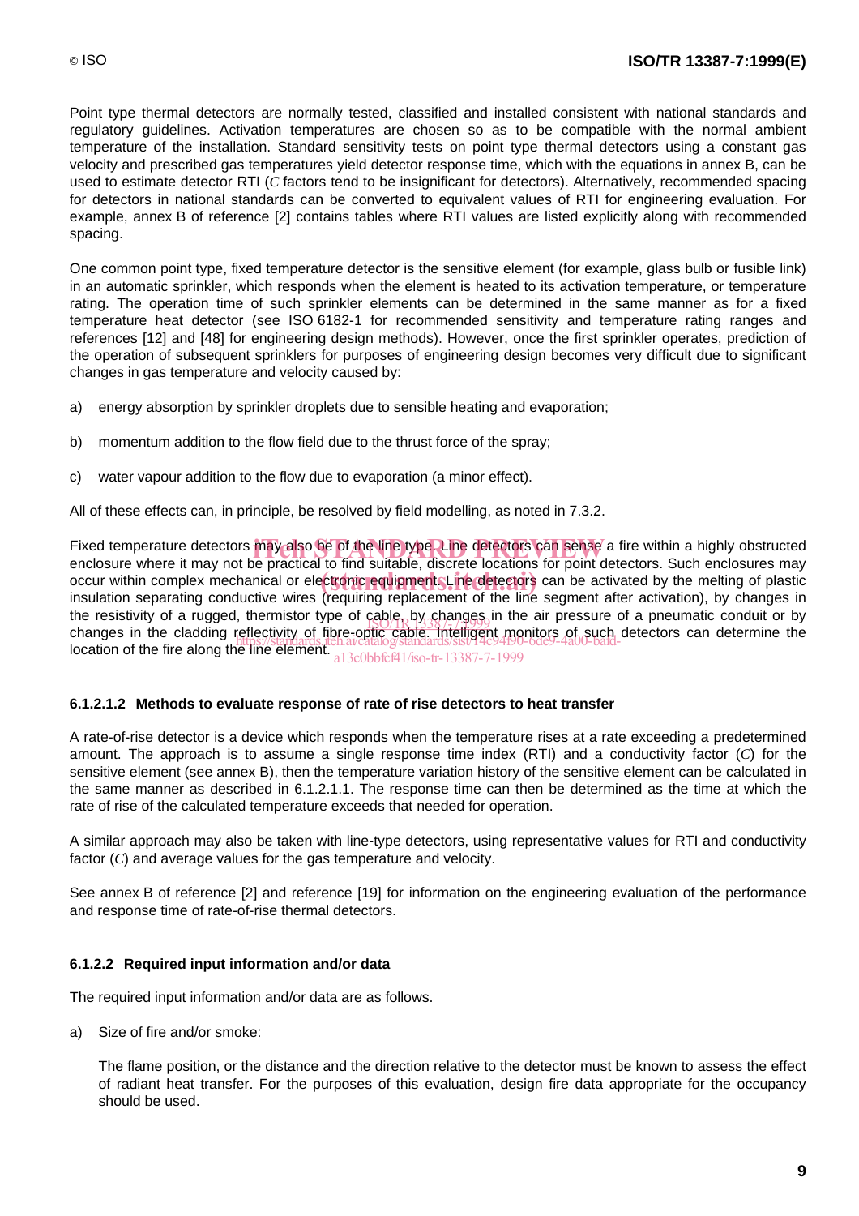Point type thermal detectors are normally tested, classified and installed consistent with national standards and regulatory guidelines. Activation temperatures are chosen so as to be compatible with the normal ambient temperature of the installation. Standard sensitivity tests on point type thermal detectors using a constant gas velocity and prescribed gas temperatures yield detector response time, which with the equations in annex B, can be used to estimate detector RTI ($C$ factors tend to be insignificant for detectors). Alternatively, recommended spacing for detectors in national standards can be converted to equivalent values of RTI for engineering evaluation. For example, annex B of reference [2] contains tables where RTI values are listed explicitly along with recommended spacing.

One common point type, fixed temperature detector is the sensitive element (for example, glass bulb or fusible link) in an automatic sprinkler, which responds when the element is heated to its activation temperature, or temperature rating. The operation time of such sprinkler elements can be determined in the same manner as for a fixed temperature heat detector (see ISO 6182-1 for recommended sensitivity and temperature rating ranges and references [12] and [48] for engineering design methods). However, once the first sprinkler operates, prediction of the operation of subsequent sprinklers for purposes of engineering design becomes very difficult due to significant changes in gas temperature and velocity caused by:

a) energy absorption by sprinkler droplets due to sensible heating and evaporation;

b) momentum addition to the flow field due to the thrust force of the spray;

c) water vapour addition to the flow due to evaporation (a minor effect).

All of these effects can, in principle, be resolved by field modelling, as noted in 7.3.2.

Fixed temperature detectors may also be of the line type. Line detectors can sense a fire within a highly obstructed enclosure where it may not be practical to find suitable, discrete locations for point detectors. Such enclosures may occur within complex mechanical or electronic equipment. Line detectors can be activated by the melting of plastic insulation separating conductive wires (requiring replacement of the line segment after activation), by changes in the resistivity of a rugged, thermistor type of cable, by changes in the air pressure of a pneumatic conduit or by changes in the cladding reflectivity of fibre-optic cable. Intelligent monitors of such detectors can determine the location of the fire along the line element.

#### 6.1.2.1.2 Methods to evaluate response of rate of rise detectors to heat transfer

A rate-of-rise detector is a device which responds when the temperature rises at a rate exceeding a predetermined amount. The approach is to assume a single response time index (RTI) and a conductivity factor ($C$) for the sensitive element (see annex B), then the temperature variation history of the sensitive element can be calculated in the same manner as described in 6.1.2.1.1. The response time can then be determined as the time at which the rate of rise of the calculated temperature exceeds that needed for operation.

A similar approach may also be taken with line-type detectors, using representative values for RTI and conductivity factor ($C$) and average values for the gas temperature and velocity.

See annex B of reference [2] and reference [19] for information on the engineering evaluation of the performance and response time of rate-of-rise thermal detectors.

#### 6.1.2.2 Required input information and/or data

The required input information and/or data are as follows.

a) Size of fire and/or smoke:

   The flame position, or the distance and the direction relative to the detector must be known to assess the effect of radiant heat transfer. For the purposes of this evaluation, design fire data appropriate for the occupancy should be used.